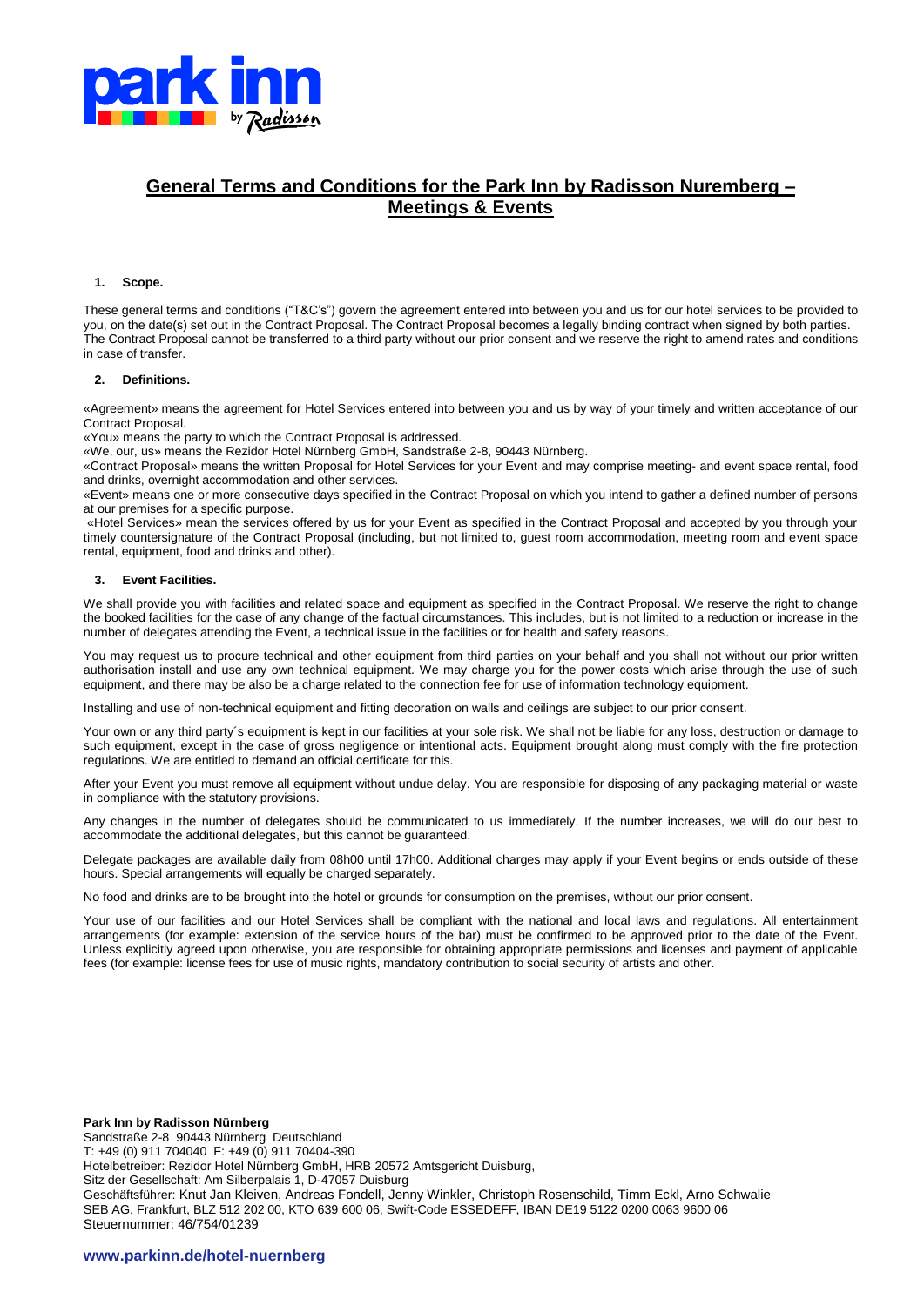# General Terms and Conditions for the Park Inn by Radisson Nuremberg – Meetings & Events

## 1. Scope.

These general terms and conditions ("T&C's") govern the agreement entered into between you and us for our hotel services to be provided to you, on the date(s) set out in the Contract Proposal. The Contract Proposal becomes a legally binding contract when signed by both parties. The Contract Proposal cannot be transferred to a third party without our prior consent and we reserve the right to amend rates and conditions in case of transfer.

## 2. Definitions.

«Agreement» means the agreement for Hotel Services entered into between you and us by way of your timely and written acceptance of our Contract Proposal.

«You» means the party to which the Contract Proposal is addressed.

«We, our, us» means the Rezidor Hotel Nürnberg GmbH, Sandstraße 2-8, 90443 Nürnberg.

«Contract Proposal» means the written Proposal for Hotel Services for your Event and may comprise meeting- and event space rental, food and drinks, overnight accommodation and other services.

«Event» means one or more consecutive days specified in the Contract Proposal on which you intend to gather a defined number of persons at our premises for a specific purpose.

«Hotel Services» mean the services offered by us for your Event as specified in the Contract Proposal and accepted by you through your timely countersignature of the Contract Proposal (including, but not limited to, guest room accommodation, meeting room and event space rental, equipment, food and drinks and other).

## 3. Event Facilities.

We shall provide you with facilities and related space and equipment as specified in the Contract Proposal. We reserve the right to change the booked facilities for the case of any change of the factual circumstances. This includes, but is not limited to a reduction or increase in the number of delegates attending the Event, a technical issue in the facilities or for health and safety reasons.

You may request us to procure technical and other equipment from third parties on your behalf and you shall not without our prior written authorisation install and use any own technical equipment. We may charge you for the power costs which arise through the use of such equipment, and there may be also be a charge related to the connection fee for use of information technology equipment.

Installing and use of non-technical equipment and fitting decoration on walls and ceilings are subject to our prior consent.

Your own or any third party´s equipment is kept in our facilities at your sole risk. We shall not be liable for any loss, destruction or damage to such equipment, except in the case of gross negligence or intentional acts. Equipment brought along must comply with the fire protection regulations. We are entitled to demand an official certificate for this.

After your Event you must remove all equipment without undue delay. You are responsible for disposing of any packaging material or waste in compliance with the statutory provisions.

Any changes in the number of delegates should be communicated to us immediately. If the number increases, we will do our best to accommodate the additional delegates, but this cannot be guaranteed.

Delegate packages are available daily from 08h00 until 17h00. Additional charges may apply if your Event begins or ends outside of these hours. Special arrangements will equally be charged separately.

No food and drinks are to be brought into the hotel or grounds for consumption on the premises, without our prior consent.

Your use of our facilities and our Hotel Services shall be compliant with the national and local laws and regulations. All entertainment arrangements (for example: extension of the service hours of the bar) must be confirmed to be approved prior to the date of the Event. Unless explicitly agreed upon otherwise, you are responsible for obtaining appropriate permissions and licenses and payment of applicable fees (for example: license fees for use of music rights, mandatory contribution to social security of artists and other.

**Park Inn by Radisson Nürnberg**
Sandstraße 2-8 90443 Nürnberg Deutschland
T: +49 (0) 911 704040 F: +49 (0) 911 70404-390
Hotelbetreiber: Rezidor Hotel Nürnberg GmbH, HRB 20572 Amtsgericht Duisburg,
Sitz der Gesellschaft: Am Silberpalais 1, D-47057 Duisburg
Geschäftsführer: Knut Jan Kleiven, Andreas Fondell, Jenny Winkler, Christoph Rosenschild, Timm Eckl, Arno Schwalie
SEB AG, Frankfurt, BLZ 512 202 00, KTO 639 600 06, Swift-Code ESSEDEFF, IBAN DE19 5122 0200 0063 9600 06
Steuernummer: 46/754/01239

**www.parkinn.de/hotel-nuernberg**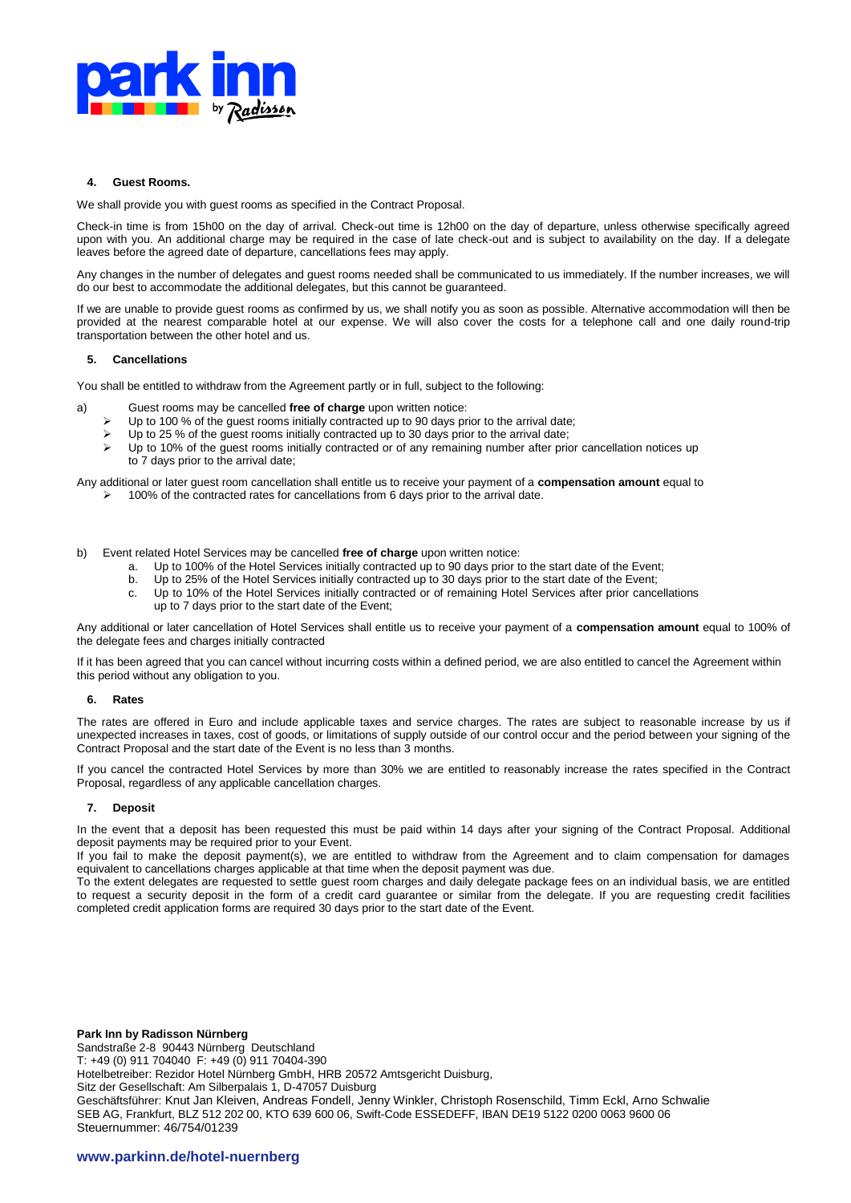#### 4. Guest Rooms.

We shall provide you with guest rooms as specified in the Contract Proposal.

Check-in time is from 15h00 on the day of arrival. Check-out time is 12h00 on the day of departure, unless otherwise specifically agreed upon with you. An additional charge may be required in the case of late check-out and is subject to availability on the day. If a delegate leaves before the agreed date of departure, cancellations fees may apply.

Any changes in the number of delegates and guest rooms needed shall be communicated to us immediately. If the number increases, we will do our best to accommodate the additional delegates, but this cannot be guaranteed.

If we are unable to provide guest rooms as confirmed by us, we shall notify you as soon as possible. Alternative accommodation will then be provided at the nearest comparable hotel at our expense. We will also cover the costs for a telephone call and one daily round-trip transportation between the other hotel and us.

#### 5. Cancellations

You shall be entitled to withdraw from the Agreement partly or in full, subject to the following:

a) Guest rooms may be cancelled **free of charge** upon written notice:

- Up to 100 % of the guest rooms initially contracted up to 90 days prior to the arrival date;
- Up to 25 % of the guest rooms initially contracted up to 30 days prior to the arrival date;
- Up to 10% of the guest rooms initially contracted or of any remaining number after prior cancellation notices up to 7 days prior to the arrival date;

Any additional or later guest room cancellation shall entitle us to receive your payment of a **compensation amount** equal to

- 100% of the contracted rates for cancellations from 6 days prior to the arrival date.

b) Event related Hotel Services may be cancelled **free of charge** upon written notice:

a. Up to 100% of the Hotel Services initially contracted up to 90 days prior to the start date of the Event;
b. Up to 25% of the Hotel Services initially contracted up to 30 days prior to the start date of the Event;
c. Up to 10% of the Hotel Services initially contracted or of remaining Hotel Services after prior cancellations up to 7 days prior to the start date of the Event;

Any additional or later cancellation of Hotel Services shall entitle us to receive your payment of a **compensation amount** equal to 100% of the delegate fees and charges initially contracted

If it has been agreed that you can cancel without incurring costs within a defined period, we are also entitled to cancel the Agreement within this period without any obligation to you.

#### 6. Rates

The rates are offered in Euro and include applicable taxes and service charges. The rates are subject to reasonable increase by us if unexpected increases in taxes, cost of goods, or limitations of supply outside of our control occur and the period between your signing of the Contract Proposal and the start date of the Event is no less than 3 months.

If you cancel the contracted Hotel Services by more than 30% we are entitled to reasonably increase the rates specified in the Contract Proposal, regardless of any applicable cancellation charges.

#### 7. Deposit

In the event that a deposit has been requested this must be paid within 14 days after your signing of the Contract Proposal. Additional deposit payments may be required prior to your Event.

If you fail to make the deposit payment(s), we are entitled to withdraw from the Agreement and to claim compensation for damages equivalent to cancellations charges applicable at that time when the deposit payment was due.

To the extent delegates are requested to settle guest room charges and daily delegate package fees on an individual basis, we are entitled to request a security deposit in the form of a credit card guarantee or similar from the delegate. If you are requesting credit facilities completed credit application forms are required 30 days prior to the start date of the Event.

**Park Inn by Radisson Nürnberg**
Sandstraße 2-8 90443 Nürnberg Deutschland
T: +49 (0) 911 704040 F: +49 (0) 911 70404-390
Hotelbetreiber: Rezidor Hotel Nürnberg GmbH, HRB 20572 Amtsgericht Duisburg,
Sitz der Gesellschaft: Am Silberpalais 1, D-47057 Duisburg
Geschäftsführer: Knut Jan Kleiven, Andreas Fondell, Jenny Winkler, Christoph Rosenschild, Timm Eckl, Arno Schwalie
SEB AG, Frankfurt, BLZ 512 202 00, KTO 639 600 06, Swift-Code ESSEDEFF, IBAN DE19 5122 0200 0063 9600 06
Steuernummer: 46/754/01239

**www.parkinn.de/hotel-nuernberg**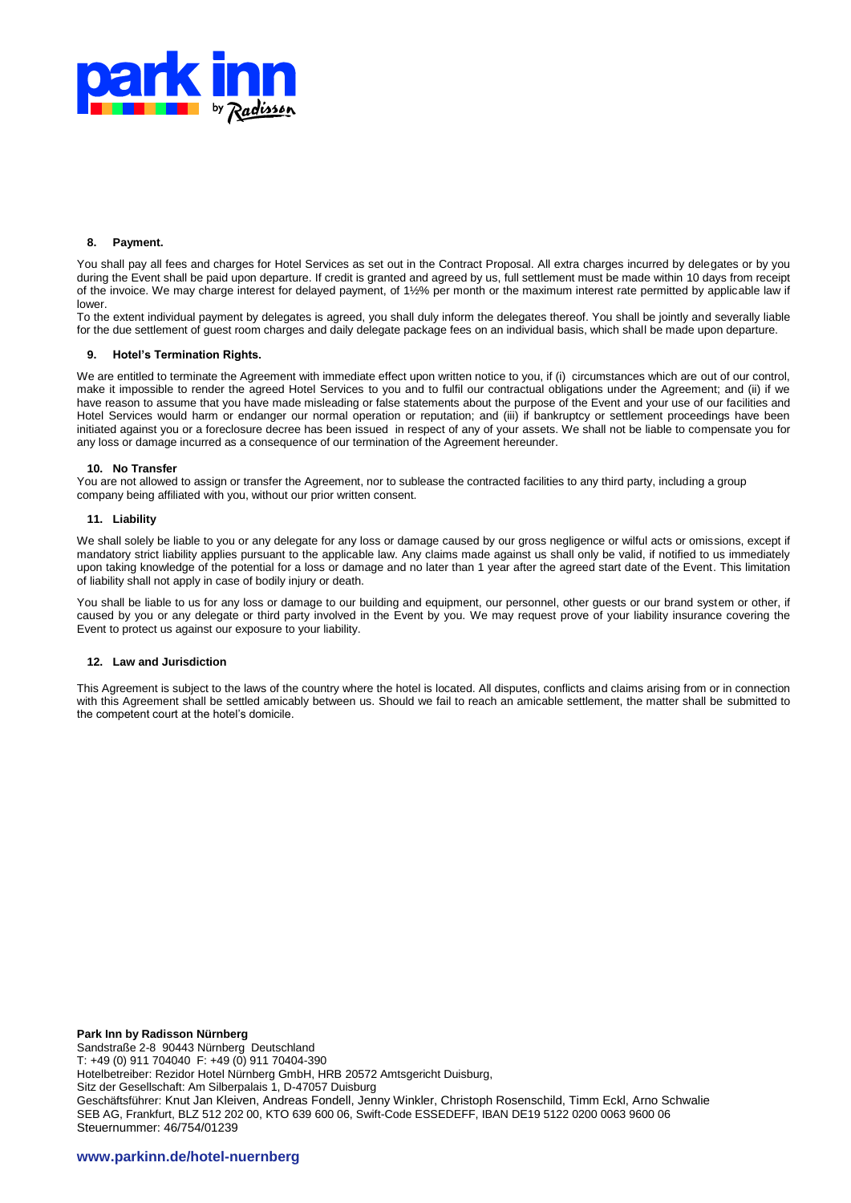### 8. Payment.

You shall pay all fees and charges for Hotel Services as set out in the Contract Proposal. All extra charges incurred by delegates or by you during the Event shall be paid upon departure. If credit is granted and agreed by us, full settlement must be made within 10 days from receipt of the invoice. We may charge interest for delayed payment, of 1½% per month or the maximum interest rate permitted by applicable law if lower.

To the extent individual payment by delegates is agreed, you shall duly inform the delegates thereof. You shall be jointly and severally liable for the due settlement of guest room charges and daily delegate package fees on an individual basis, which shall be made upon departure.

### 9. Hotel's Termination Rights.

We are entitled to terminate the Agreement with immediate effect upon written notice to you, if (i) circumstances which are out of our control, make it impossible to render the agreed Hotel Services to you and to fulfil our contractual obligations under the Agreement; and (ii) if we have reason to assume that you have made misleading or false statements about the purpose of the Event and your use of our facilities and Hotel Services would harm or endanger our normal operation or reputation; and (iii) if bankruptcy or settlement proceedings have been initiated against you or a foreclosure decree has been issued in respect of any of your assets. We shall not be liable to compensate you for any loss or damage incurred as a consequence of our termination of the Agreement hereunder.

### 10. No Transfer

You are not allowed to assign or transfer the Agreement, nor to sublease the contracted facilities to any third party, including a group company being affiliated with you, without our prior written consent.

### 11. Liability

We shall solely be liable to you or any delegate for any loss or damage caused by our gross negligence or wilful acts or omissions, except if mandatory strict liability applies pursuant to the applicable law. Any claims made against us shall only be valid, if notified to us immediately upon taking knowledge of the potential for a loss or damage and no later than 1 year after the agreed start date of the Event. This limitation of liability shall not apply in case of bodily injury or death.

You shall be liable to us for any loss or damage to our building and equipment, our personnel, other guests or our brand system or other, if caused by you or any delegate or third party involved in the Event by you. We may request prove of your liability insurance covering the Event to protect us against our exposure to your liability.

### 12. Law and Jurisdiction

This Agreement is subject to the laws of the country where the hotel is located. All disputes, conflicts and claims arising from or in connection with this Agreement shall be settled amicably between us. Should we fail to reach an amicable settlement, the matter shall be submitted to the competent court at the hotel's domicile.

**Park Inn by Radisson Nürnberg**
Sandstraße 2-8 90443 Nürnberg Deutschland
T: +49 (0) 911 704040 F: +49 (0) 911 70404-390
Hotelbetreiber: Rezidor Hotel Nürnberg GmbH, HRB 20572 Amtsgericht Duisburg,
Sitz der Gesellschaft: Am Silberpalais 1, D-47057 Duisburg
Geschäftsführer: Knut Jan Kleiven, Andreas Fondell, Jenny Winkler, Christoph Rosenschild, Timm Eckl, Arno Schwalie
SEB AG, Frankfurt, BLZ 512 202 00, KTO 639 600 06, Swift-Code ESSEDEFF, IBAN DE19 5122 0200 0063 9600 06
Steuernummer: 46/754/01239

**www.parkinn.de/hotel-nuernberg**